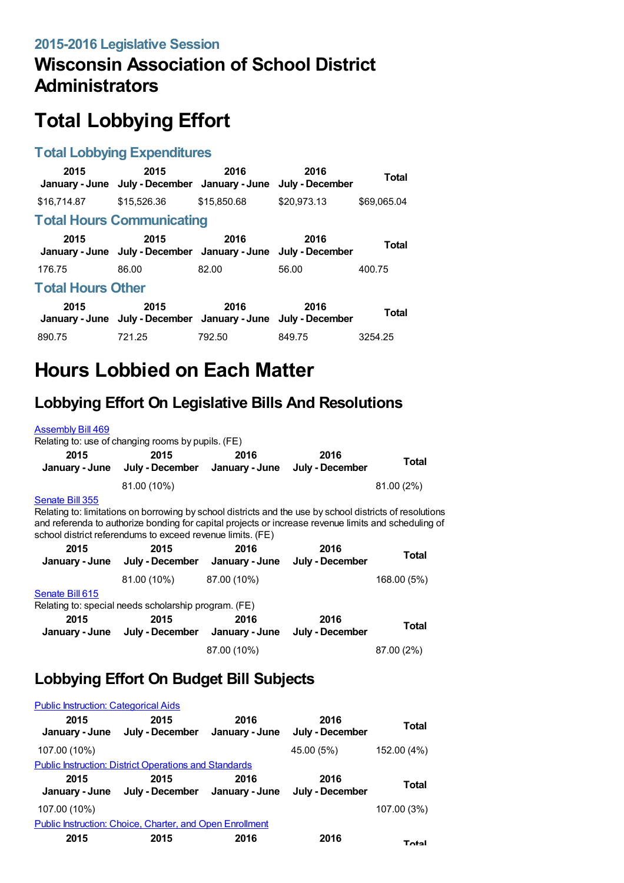## 2015-2016 Legislative Session

# Wisconsin Association of School District Administrators

# Total Lobbying Effort

### Total Lobbying Expenditures

| 2015 January - June | 2015 July - December | 2016 January - June | 2016 July - December | Total |
|---|---|---|---|---|
| $16,714.87 | $15,526.36 | $15,850.68 | $20,973.13 | $69,065.04 |

### Total Hours Communicating

| 2015 January - June | 2015 July - December | 2016 January - June | 2016 July - December | Total |
|---|---|---|---|---|
| 176.75 | 86.00 | 82.00 | 56.00 | 400.75 |

### Total Hours Other

| 2015 January - June | 2015 July - December | 2016 January - June | 2016 July - December | Total |
|---|---|---|---|---|
| 890.75 | 721.25 | 792.50 | 849.75 | 3254.25 |

# Hours Lobbied on Each Matter

## Lobbying Effort On Legislative Bills And Resolutions

Assembly Bill 469
Relating to: use of changing rooms by pupils. (FE)

| 2015 January - June | 2015 July - December | 2016 January - June | 2016 July - December | Total |
|---|---|---|---|---|
| | 81.00 (10%) | | | 81.00 (2%) |

Senate Bill 355
Relating to: limitations on borrowing by school districts and the use by school districts of resolutions and referenda to authorize bonding for capital projects or increase revenue limits and scheduling of school district referendums to exceed revenue limits. (FE)

| 2015 January - June | 2015 July - December | 2016 January - June | 2016 July - December | Total |
|---|---|---|---|---|
| | 81.00 (10%) | 87.00 (10%) | | 168.00 (5%) |

Senate Bill 615
Relating to: special needs scholarship program. (FE)

| 2015 January - June | 2015 July - December | 2016 January - June | 2016 July - December | Total |
|---|---|---|---|---|
| | | 87.00 (10%) | | 87.00 (2%) |

## Lobbying Effort On Budget Bill Subjects

Public Instruction: Categorical Aids

| 2015 January - June | 2015 July - December | 2016 January - June | 2016 July - December | Total |
|---|---|---|---|---|
| 107.00 (10%) | | | 45.00 (5%) | 152.00 (4%) |

Public Instruction: District Operations and Standards

| 2015 January - June | 2015 July - December | 2016 January - June | 2016 July - December | Total |
|---|---|---|---|---|
| 107.00 (10%) | | | | 107.00 (3%) |

Public Instruction: Choice, Charter, and Open Enrollment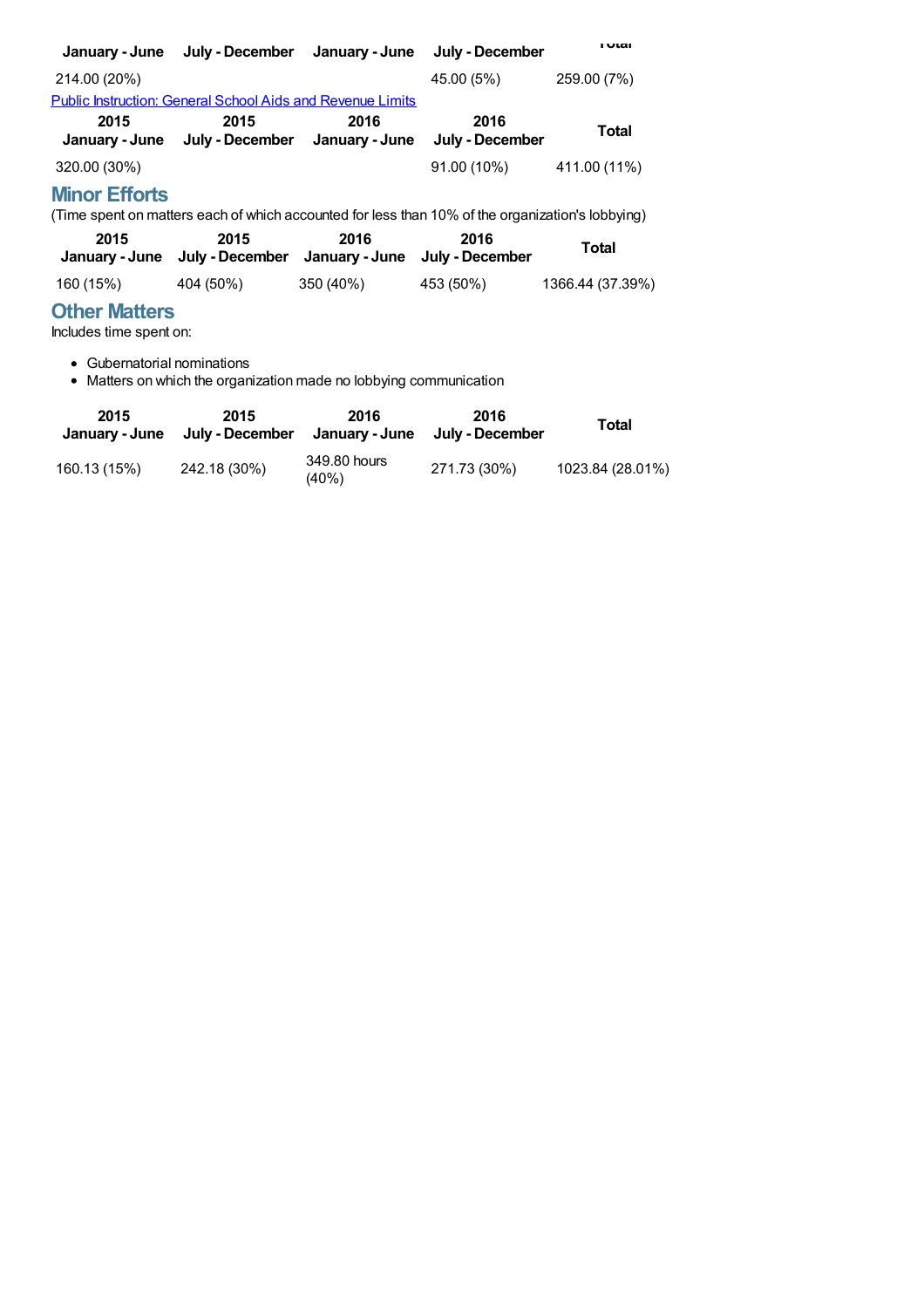| January - June | July - December | January - June | July - December | Total |
| --- | --- | --- | --- | --- |
| 214.00 (20%) | | | 45.00 (5%) | 259.00 (7%) |

Public Instruction: General School Aids and Revenue Limits

| 2015 January - June | 2015 July - December | 2016 January - June | 2016 July - December | Total |
| --- | --- | --- | --- | --- |
| 320.00 (30%) | | | 91.00 (10%) | 411.00 (11%) |

## Minor Efforts

(Time spent on matters each of which accounted for less than 10% of the organization's lobbying)

| 2015 January - June | 2015 July - December | 2016 January - June | 2016 July - December | Total |
| --- | --- | --- | --- | --- |
| 160 (15%) | 404 (50%) | 350 (40%) | 453 (50%) | 1366.44 (37.39%) |

## Other Matters

Includes time spent on:

- Gubernatorial nominations
- Matters on which the organization made no lobbying communication

| 2015 January - June | 2015 July - December | 2016 January - June | 2016 July - December | Total |
| --- | --- | --- | --- | --- |
| 160.13 (15%) | 242.18 (30%) | 349.80 hours (40%) | 271.73 (30%) | 1023.84 (28.01%) |